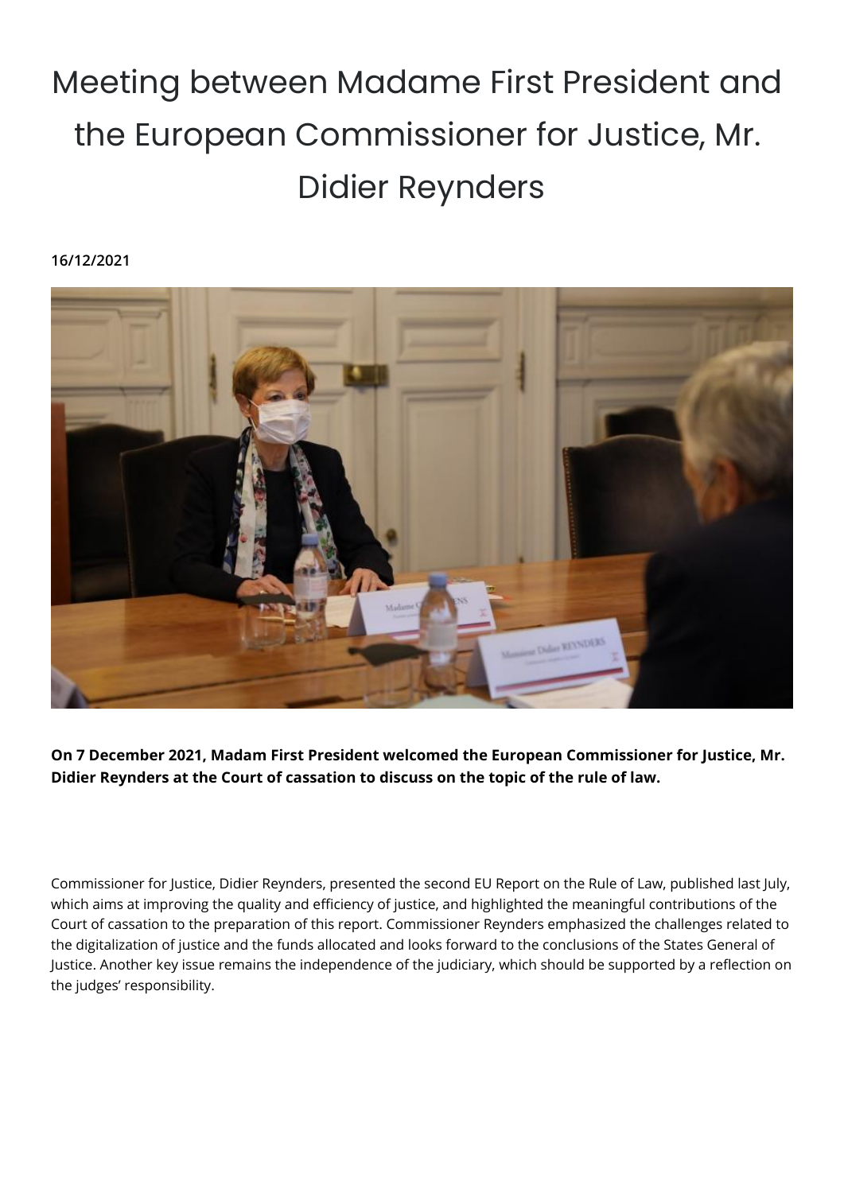# Meeting between Madame First President and the European Commissioner for Justice, Mr. Didier Reynders

**16/12/2021**

**On 7 December 2021, Madam First President welcomed the European Commissioner for Justice, Mr. Didier Reynders at the Court of cassation to discuss on the topic of the rule of law.**

Commissioner for Justice, Didier Reynders, presented the second EU Report on the Rule of Law, published last July, which aims at improving the quality and efficiency of justice, and highlighted the meaningful contributions of the Court of cassation to the preparation of this report. Commissioner Reynders emphasized the challenges related to the digitalization of justice and the funds allocated and looks forward to the conclusions of the States General of Justice. Another key issue remains the independence of the judiciary, which should be supported by a reflection on the judges' responsibility.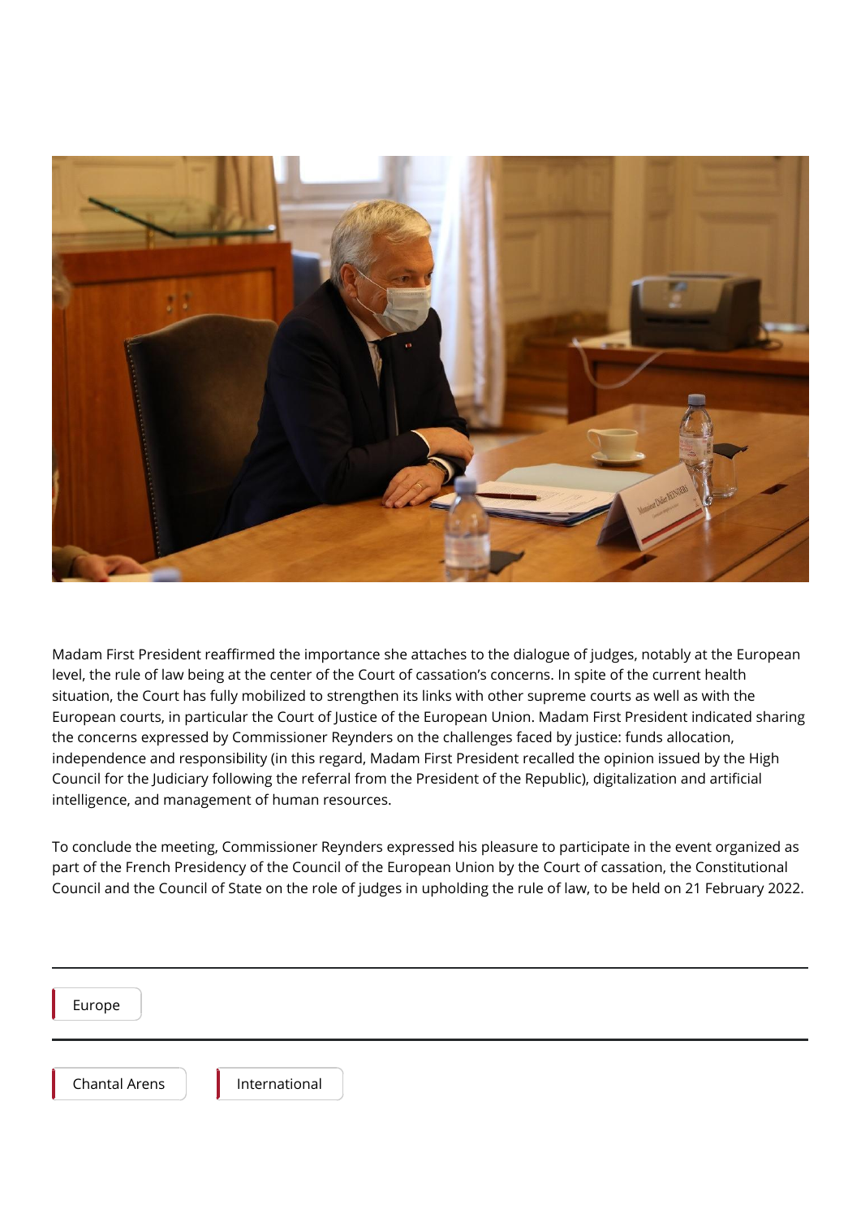Madam First President reaffirmed the importance she attaches to the dialogue of judges, notably at the European level, the rule of law being at the center of the Court of cassation's concerns. In spite of the current health situation, the Court has fully mobilized to strengthen its links with other supreme courts as well as with the European courts, in particular the Court of Justice of the European Union. Madam First President indicated sharing the concerns expressed by Commissioner Reynders on the challenges faced by justice: funds allocation, independence and responsibility (in this regard, Madam First President recalled the opinion issued by the High Council for the Judiciary following the referral from the President of the Republic), digitalization and artificial intelligence, and management of human resources.

To conclude the meeting, Commissioner Reynders expressed his pleasure to participate in the event organized as part of the French Presidency of the Council of the European Union by the Court of cassation, the Constitutional Council and the Council of State on the role of judges in upholding the rule of law, to be held on 21 February 2022.

---

Europe

---

Chantal Arens

International